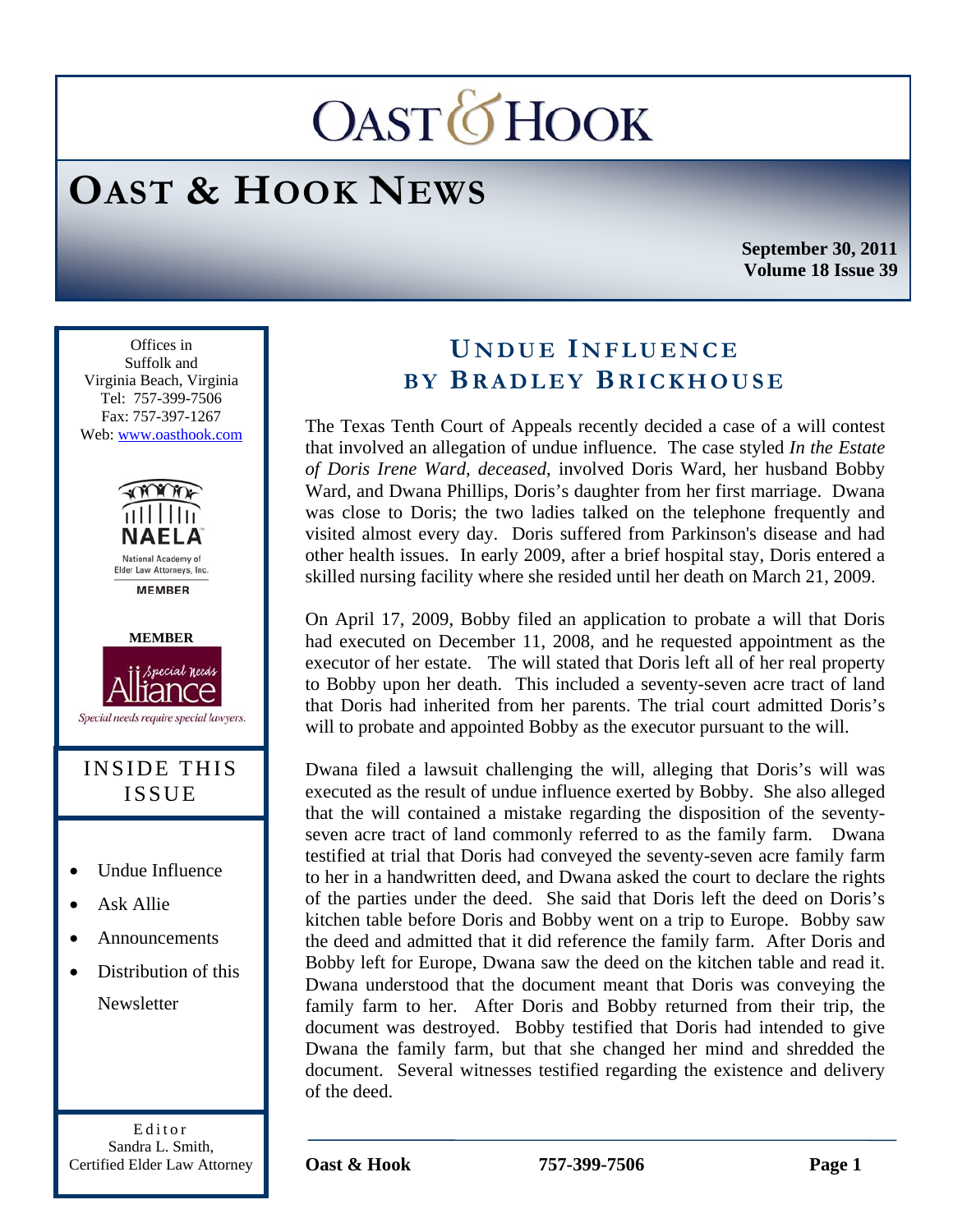# OAST & HOOK

## OAST & HOOK NEWS

**September 30, 2011**
**Volume 18 Issue 39**

Offices in
Suffolk and
Virginia Beach, Virginia
Tel: 757-399-7506
Fax: 757-397-1267
Web: www.oasthook.com

NAELA
National Academy of Elder Law Attorneys, Inc.
MEMBER

**MEMBER**
Special Needs Alliance
*Special needs require special lawyers.*

### INSIDE THIS ISSUE

- Undue Influence
- Ask Allie
- Announcements
- Distribution of this Newsletter

Editor
Sandra L. Smith,
Certified Elder Law Attorney

## UNDUE INFLUENCE
## BY BRADLEY BRICKHOUSE

The Texas Tenth Court of Appeals recently decided a case of a will contest that involved an allegation of undue influence. The case styled *In the Estate of Doris Irene Ward, deceased*, involved Doris Ward, her husband Bobby Ward, and Dwana Phillips, Doris's daughter from her first marriage. Dwana was close to Doris; the two ladies talked on the telephone frequently and visited almost every day. Doris suffered from Parkinson's disease and had other health issues. In early 2009, after a brief hospital stay, Doris entered a skilled nursing facility where she resided until her death on March 21, 2009.

On April 17, 2009, Bobby filed an application to probate a will that Doris had executed on December 11, 2008, and he requested appointment as the executor of her estate. The will stated that Doris left all of her real property to Bobby upon her death. This included a seventy-seven acre tract of land that Doris had inherited from her parents. The trial court admitted Doris's will to probate and appointed Bobby as the executor pursuant to the will.

Dwana filed a lawsuit challenging the will, alleging that Doris's will was executed as the result of undue influence exerted by Bobby. She also alleged that the will contained a mistake regarding the disposition of the seventy-seven acre tract of land commonly referred to as the family farm. Dwana testified at trial that Doris had conveyed the seventy-seven acre family farm to her in a handwritten deed, and Dwana asked the court to declare the rights of the parties under the deed. She said that Doris left the deed on Doris's kitchen table before Doris and Bobby went on a trip to Europe. Bobby saw the deed and admitted that it did reference the family farm. After Doris and Bobby left for Europe, Dwana saw the deed on the kitchen table and read it. Dwana understood that the document meant that Doris was conveying the family farm to her. After Doris and Bobby returned from their trip, the document was destroyed. Bobby testified that Doris had intended to give Dwana the family farm, but that she changed her mind and shredded the document. Several witnesses testified regarding the existence and delivery of the deed.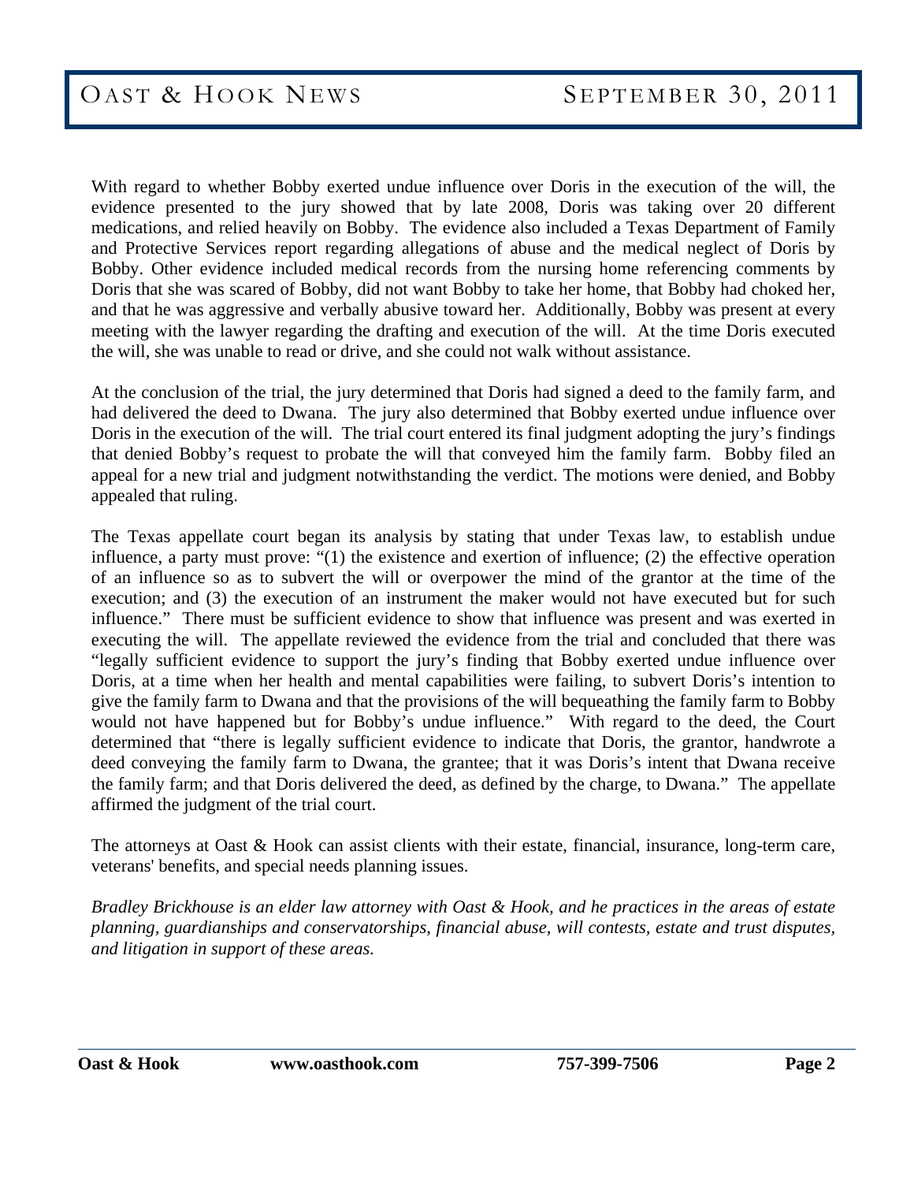With regard to whether Bobby exerted undue influence over Doris in the execution of the will, the evidence presented to the jury showed that by late 2008, Doris was taking over 20 different medications, and relied heavily on Bobby. The evidence also included a Texas Department of Family and Protective Services report regarding allegations of abuse and the medical neglect of Doris by Bobby. Other evidence included medical records from the nursing home referencing comments by Doris that she was scared of Bobby, did not want Bobby to take her home, that Bobby had choked her, and that he was aggressive and verbally abusive toward her. Additionally, Bobby was present at every meeting with the lawyer regarding the drafting and execution of the will. At the time Doris executed the will, she was unable to read or drive, and she could not walk without assistance.

At the conclusion of the trial, the jury determined that Doris had signed a deed to the family farm, and had delivered the deed to Dwana. The jury also determined that Bobby exerted undue influence over Doris in the execution of the will. The trial court entered its final judgment adopting the jury's findings that denied Bobby's request to probate the will that conveyed him the family farm. Bobby filed an appeal for a new trial and judgment notwithstanding the verdict. The motions were denied, and Bobby appealed that ruling.

The Texas appellate court began its analysis by stating that under Texas law, to establish undue influence, a party must prove: "(1) the existence and exertion of influence; (2) the effective operation of an influence so as to subvert the will or overpower the mind of the grantor at the time of the execution; and (3) the execution of an instrument the maker would not have executed but for such influence." There must be sufficient evidence to show that influence was present and was exerted in executing the will. The appellate reviewed the evidence from the trial and concluded that there was "legally sufficient evidence to support the jury's finding that Bobby exerted undue influence over Doris, at a time when her health and mental capabilities were failing, to subvert Doris's intention to give the family farm to Dwana and that the provisions of the will bequeathing the family farm to Bobby would not have happened but for Bobby's undue influence." With regard to the deed, the Court determined that "there is legally sufficient evidence to indicate that Doris, the grantor, handwrote a deed conveying the family farm to Dwana, the grantee; that it was Doris's intent that Dwana receive the family farm; and that Doris delivered the deed, as defined by the charge, to Dwana." The appellate affirmed the judgment of the trial court.

The attorneys at Oast & Hook can assist clients with their estate, financial, insurance, long-term care, veterans' benefits, and special needs planning issues.

*Bradley Brickhouse is an elder law attorney with Oast & Hook, and he practices in the areas of estate planning, guardianships and conservatorships, financial abuse, will contests, estate and trust disputes, and litigation in support of these areas.*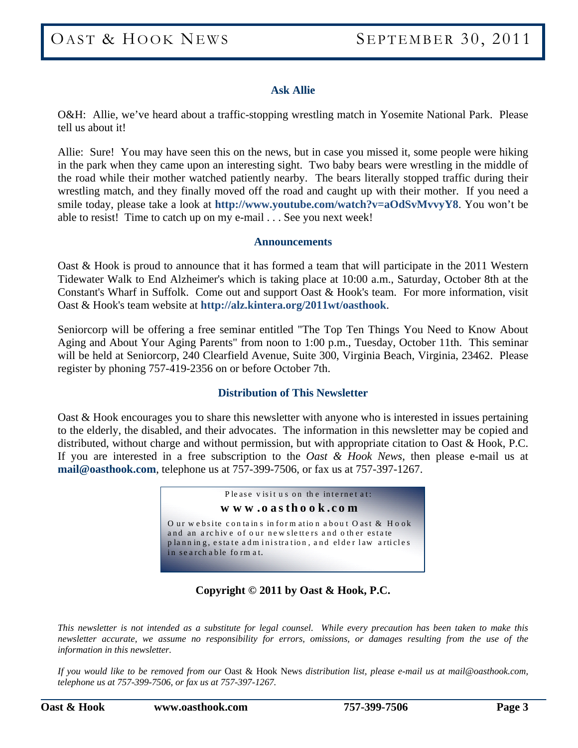### Ask Allie

O&H: Allie, we've heard about a traffic-stopping wrestling match in Yosemite National Park. Please tell us about it!

Allie: Sure! You may have seen this on the news, but in case you missed it, some people were hiking in the park when they came upon an interesting sight. Two baby bears were wrestling in the middle of the road while their mother watched patiently nearby. The bears literally stopped traffic during their wrestling match, and they finally moved off the road and caught up with their mother. If you need a smile today, please take a look at **http://www.youtube.com/watch?v=aOdSvMvvyY8**. You won't be able to resist! Time to catch up on my e-mail . . . See you next week!

### Announcements

Oast & Hook is proud to announce that it has formed a team that will participate in the 2011 Western Tidewater Walk to End Alzheimer's which is taking place at 10:00 a.m., Saturday, October 8th at the Constant's Wharf in Suffolk. Come out and support Oast & Hook's team. For more information, visit Oast & Hook's team website at **http://alz.kintera.org/2011wt/oasthook**.

Seniorcorp will be offering a free seminar entitled "The Top Ten Things You Need to Know About Aging and About Your Aging Parents" from noon to 1:00 p.m., Tuesday, October 11th. This seminar will be held at Seniorcorp, 240 Clearfield Avenue, Suite 300, Virginia Beach, Virginia, 23462. Please register by phoning 757-419-2356 on or before October 7th.

### Distribution of This Newsletter

Oast & Hook encourages you to share this newsletter with anyone who is interested in issues pertaining to the elderly, the disabled, and their advocates. The information in this newsletter may be copied and distributed, without charge and without permission, but with appropriate citation to Oast & Hook, P.C. If you are interested in a free subscription to the *Oast & Hook News*, then please e-mail us at **mail@oasthook.com**, telephone us at 757-399-7506, or fax us at 757-397-1267.

Please visit us on the internet at:

**www.oasthook.com**

Our website contains information about Oast & Hook and an archive of our newsletters and other estate planning, estate administration, and elder law articles in searchable format.

**Copyright © 2011 by Oast & Hook, P.C.**

*This newsletter is not intended as a substitute for legal counsel. While every precaution has been taken to make this newsletter accurate, we assume no responsibility for errors, omissions, or damages resulting from the use of the information in this newsletter.*

*If you would like to be removed from our* Oast & Hook News *distribution list, please e-mail us at mail@oasthook.com, telephone us at 757-399-7506, or fax us at 757-397-1267.*